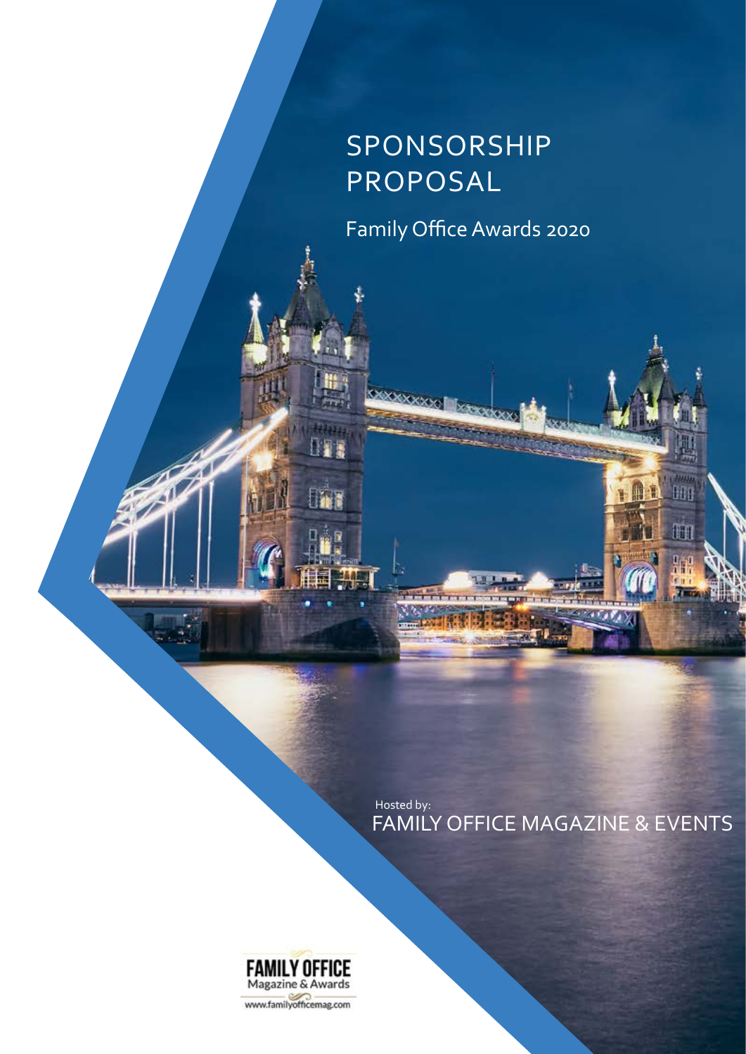# SPONSORSHIP PROPOSAL

## Family Office Awards 2020

Hosted by:

FAMILY OFFICE MAGAZINE & EVENTS

FAMILY OFFICE
Magazine & Awards
www.familyofficemag.com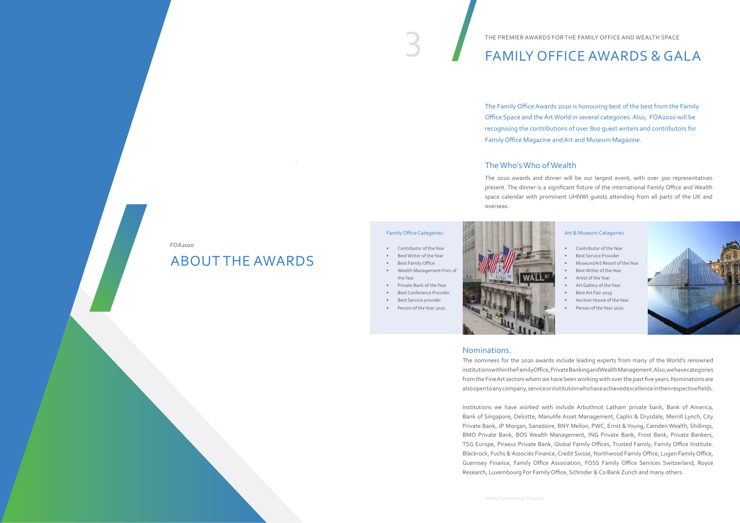FOA2020

# ABOUT THE AWARDS

THE PREMIER AWARDS FOR THE FAMILY OFFICE AND WEALTH SPACE

# FAMILY OFFICE AWARDS & GALA

The Family Office Awards 2020 is honouring best of the best from the Family Office Space and the Art World in several categories. Also, FOA2020 will be recognising the contributions of over 800 guest writers and contributors for Family Office Magazine and Art and Museum Magazine.

## The Who's Who of Wealth

The 2020 awards and dinner will be our largest event, with over 300 representatives present. The dinner is a significant fixture of the international Family Office and Wealth space calendar with prominent UHNWI guests attending from all parts of the UK and overseas.

### Family Office Categories:

- Contributor of the Year
- Best Writer of the Year
- Best Family Office
- Wealth Management Firm of the Year
- Private Bank of the Year
- Best Conference Provider
- Best Service provider
- Person of the Year 2020

### Art & Museum Catagories

- Contributor of the Year
- Best Service Provider
- Museum/Art Resort of the Year
- Best Writer of the Year
- Artist of the Year
- Art Gallery of the Year
- Best Art Fair 2019
- Auction House of the Year
- Person of the Year 2020

## Nominations.

The nominees for the 2020 awards include leading experts from many of the World's renowned institutions within the Family Office, Private Banking and Wealth Management. Also, we have categories from the Fine Art sectors whom we have been working with over the past five years. Nominations are also open to any company, service or institution who have achieved excellence in their respective fields.

Institutions we have worked with include Arbuthnot Latham private bank, Bank of America, Bank of Singapore, Deloitte, Manulife Asset Management, Caplin & Drysdale, Merrill Lynch, City Private Bank, JP Morgan, Sanadaire, BNY Mellon, PWC, Ernst & Young, Camden Wealth, Shillings, BMO Private Bank, BOS Wealth Management, ING Private Bank, Frost Bank, Private Bankers, TSG Europe, Piraeus Private Bank, Global Family Offices, Trusted Family, Family Office Institute. Blackrock, Fuchs & Associés Finance, Credit Suisse, Northwood Family Office, Lugen Family Office, Guernsey Finance, Family Office Association, FOSS Family Office Services Switzerland, Royce Research, Luxembourg For Family Office, Schroder & Co Bank Zurich and many others.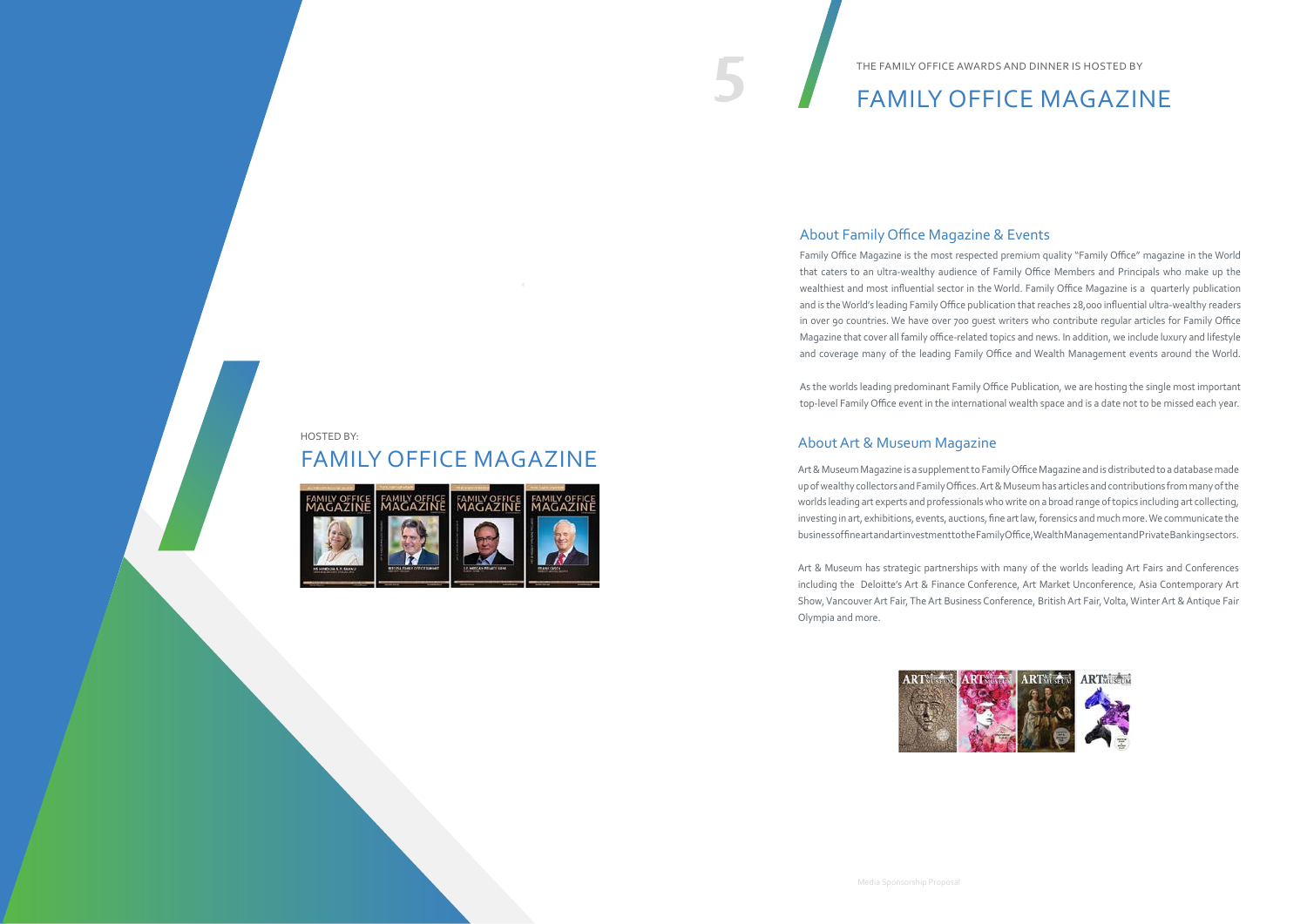THE FAMILY OFFICE AWARDS AND DINNER IS HOSTED BY

# FAMILY OFFICE MAGAZINE

HOSTED BY:

## FAMILY OFFICE MAGAZINE

## About Family Office Magazine & Events

Family Office Magazine is the most respected premium quality "Family Office" magazine in the World that caters to an ultra-wealthy audience of Family Office Members and Principals who make up the wealthiest and most influential sector in the World. Family Office Magazine is a quarterly publication and is the World's leading Family Office publication that reaches 28,000 influential ultra-wealthy readers in over 90 countries. We have over 700 guest writers who contribute regular articles for Family Office Magazine that cover all family office-related topics and news. In addition, we include luxury and lifestyle and coverage many of the leading Family Office and Wealth Management events around the World.

As the worlds leading predominant Family Office Publication, we are hosting the single most important top-level Family Office event in the international wealth space and is a date not to be missed each year.

## About Art & Museum Magazine

Art & Museum Magazine is a supplement to Family Office Magazine and is distributed to a database made up of wealthy collectors and Family Offices. Art & Museum has articles and contributions from many of the worlds leading art experts and professionals who write on a broad range of topics including art collecting, investing in art, exhibitions, events, auctions, fine art law, forensics and much more. We communicate the business of fine art and art investment to the Family Office, Wealth Management and Private Banking sectors.

Art & Museum has strategic partnerships with many of the worlds leading Art Fairs and Conferences including the Deloitte's Art & Finance Conference, Art Market Unconference, Asia Contemporary Art Show, Vancouver Art Fair, The Art Business Conference, British Art Fair, Volta, Winter Art & Antique Fair Olympia and more.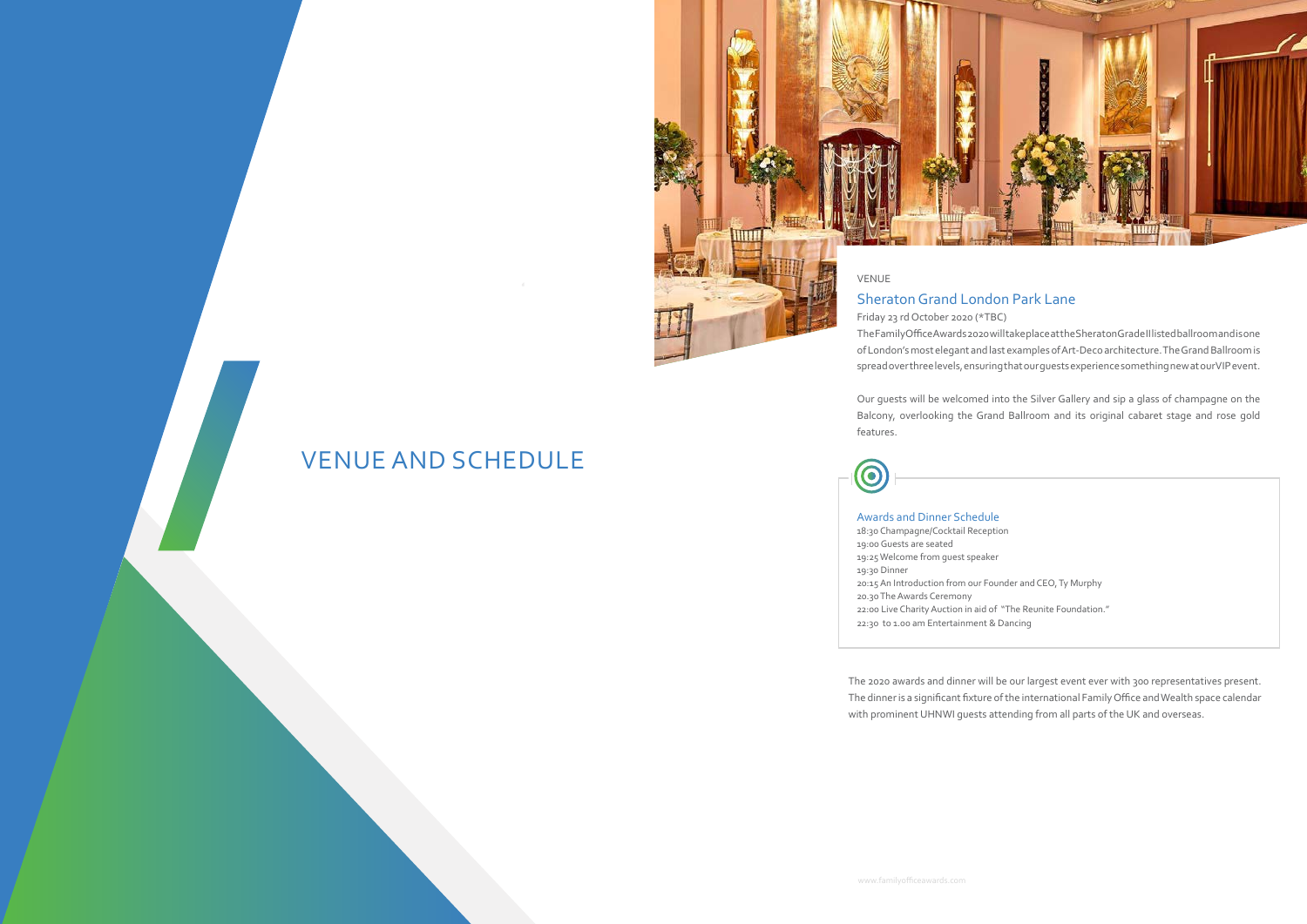# VENUE AND SCHEDULE

VENUE

## Sheraton Grand London Park Lane

Friday 23 rd October 2020 (*TBC)

The Family Office Awards 2020 will take place at the Sheraton Grade II listed ballroom and is one of London's most elegant and last examples of Art-Deco architecture. The Grand Ballroom is spread over three levels, ensuring that our guests experience something new at our VIP event.

Our guests will be welcomed into the Silver Gallery and sip a glass of champagne on the Balcony, overlooking the Grand Ballroom and its original cabaret stage and rose gold features.

### Awards and Dinner Schedule

18:30 Champagne/Cocktail Reception
19:00 Guests are seated
19:25 Welcome from guest speaker
19:30 Dinner
20:15 An Introduction from our Founder and CEO, Ty Murphy
20.30 The Awards Ceremony
22:00 Live Charity Auction in aid of "The Reunite Foundation."
22:30 to 1.00 am Entertainment & Dancing

The 2020 awards and dinner will be our largest event ever with 300 representatives present. The dinner is a significant fixture of the international Family Office and Wealth space calendar with prominent UHNWI guests attending from all parts of the UK and overseas.

www.familyofficeawards.com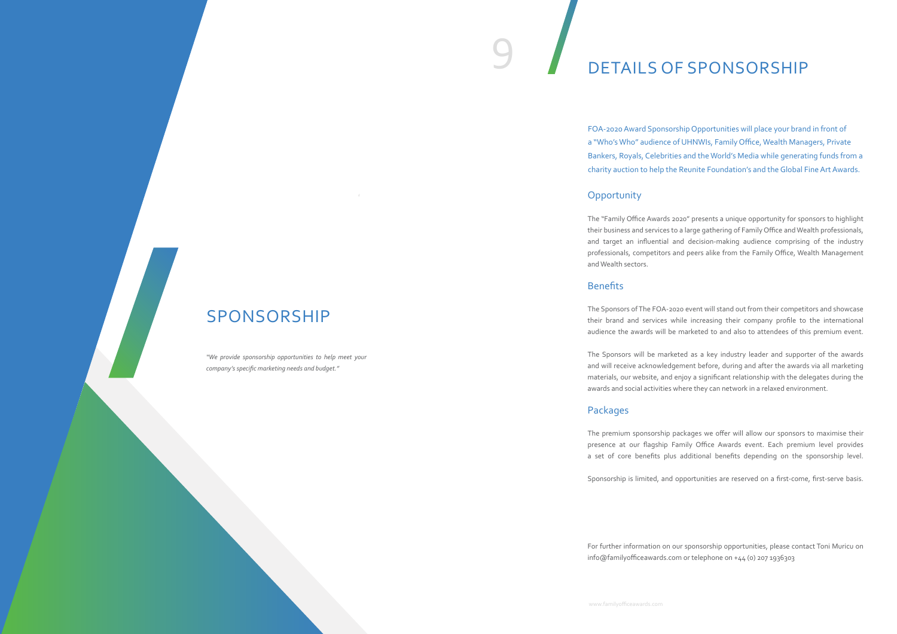# SPONSORSHIP

*"We provide sponsorship opportunities to help meet your company's specific marketing needs and budget."*

# DETAILS OF SPONSORSHIP

FOA-2020 Award Sponsorship Opportunities will place your brand in front of a "Who's Who" audience of UHNWIs, Family Office, Wealth Managers, Private Bankers, Royals, Celebrities and the World's Media while generating funds from a charity auction to help the Reunite Foundation's and the Global Fine Art Awards.

## Opportunity

The "Family Office Awards 2020" presents a unique opportunity for sponsors to highlight their business and services to a large gathering of Family Office and Wealth professionals, and target an influential and decision-making audience comprising of the industry professionals, competitors and peers alike from the Family Office, Wealth Management and Wealth sectors.

## Benefits

The Sponsors of The FOA-2020 event will stand out from their competitors and showcase their brand and services while increasing their company profile to the international audience the awards will be marketed to and also to attendees of this premium event.

The Sponsors will be marketed as a key industry leader and supporter of the awards and will receive acknowledgement before, during and after the awards via all marketing materials, our website, and enjoy a significant relationship with the delegates during the awards and social activities where they can network in a relaxed environment.

## Packages

The premium sponsorship packages we offer will allow our sponsors to maximise their presence at our flagship Family Office Awards event. Each premium level provides a set of core benefits plus additional benefits depending on the sponsorship level.

Sponsorship is limited, and opportunities are reserved on a first-come, first-serve basis.

For further information on our sponsorship opportunities, please contact Toni Muricu on info@familyofficeawards.com or telephone on +44 (0) 207 1936303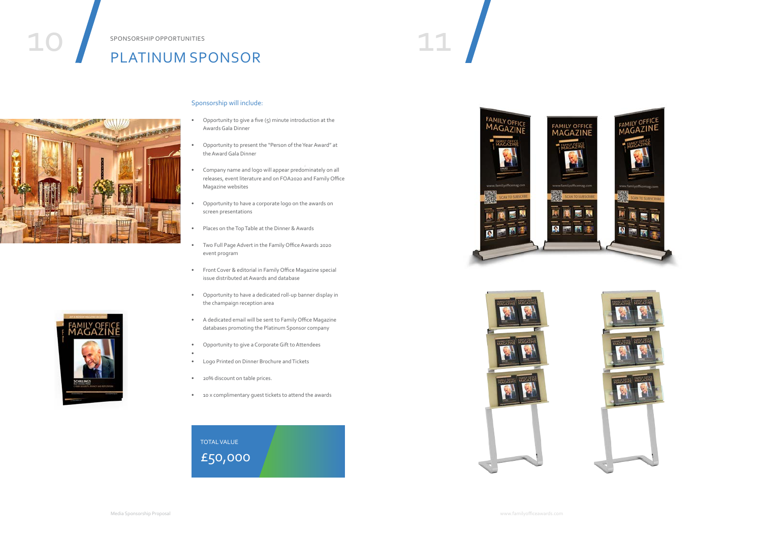SPONSORSHIP OPPORTUNITIES

# PLATINUM SPONSOR

Sponsorship will include:

- Opportunity to give a five (5) minute introduction at the Awards Gala Dinner
- Opportunity to present the "Person of the Year Award" at the Award Gala Dinner
- Company name and logo will appear predominately on all releases, event literature and on FOA2020 and Family Office Magazine websites
- Opportunity to have a corporate logo on the awards on screen presentations
- Places on the Top Table at the Dinner & Awards
- Two Full Page Advert in the Family Office Awards 2020 event program
- Front Cover & editorial in Family Office Magazine special issue distributed at Awards and database
- Opportunity to have a dedicated roll-up banner display in the champaign reception area
- A dedicated email will be sent to Family Office Magazine databases promoting the Platinum Sponsor company
- Opportunity to give a Corporate Gift to Attendees
- Logo Printed on Dinner Brochure and Tickets
- 20% discount on table prices.
- 10 x complimentary guest tickets to attend the awards

TOTAL VALUE

£50,000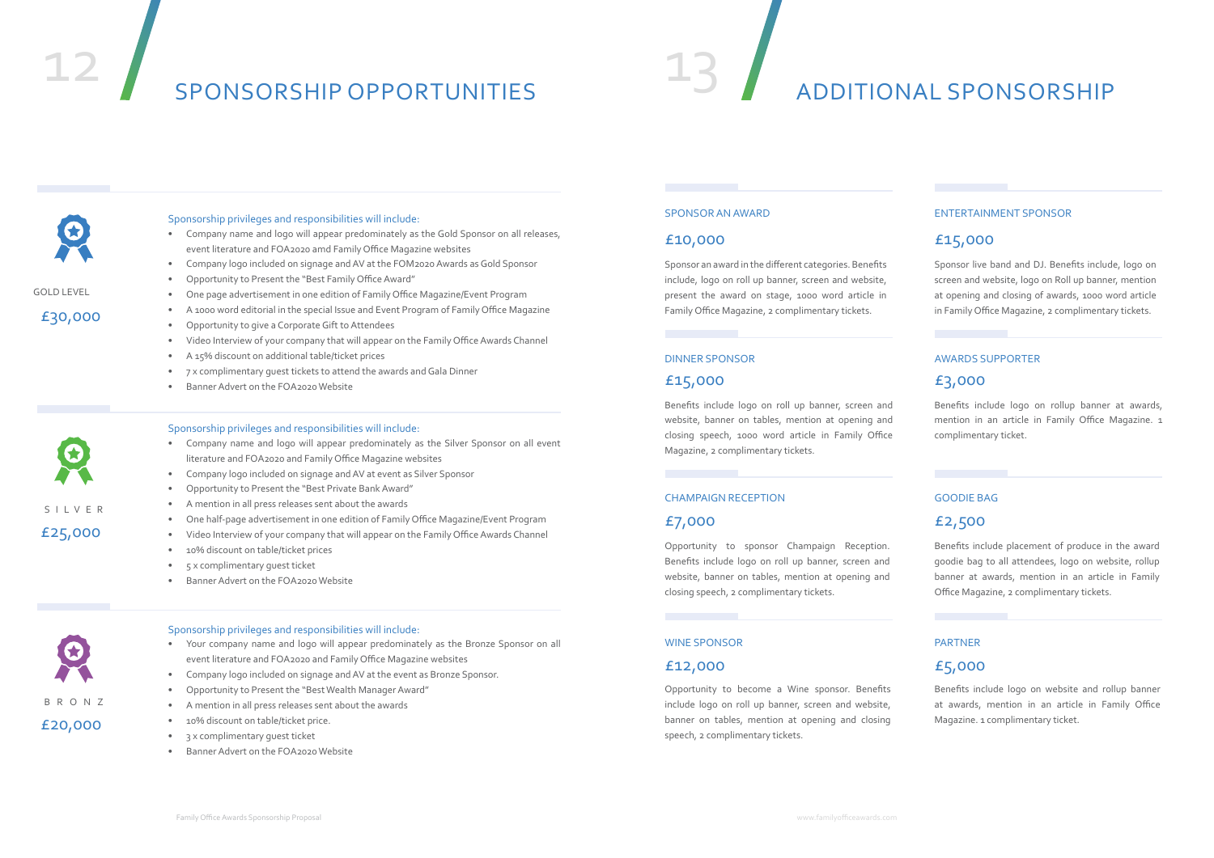# 12 SPONSORSHIP OPPORTUNITIES

### GOLD LEVEL

**£30,000**

Sponsorship privileges and responsibilities will include:

- Company name and logo will appear predominately as the Gold Sponsor on all releases, event literature and FOA2020 amd Family Office Magazine websites
- Company logo included on signage and AV at the FOM2020 Awards as Gold Sponsor
- Opportunity to Present the "Best Family Office Award"
- One page advertisement in one edition of Family Office Magazine/Event Program
- A 1000 word editorial in the special Issue and Event Program of Family Office Magazine
- Opportunity to give a Corporate Gift to Attendees
- Video Interview of your company that will appear on the Family Office Awards Channel
- A 15% discount on additional table/ticket prices
- 7 x complimentary guest tickets to attend the awards and Gala Dinner
- Banner Advert on the FOA2020 Website

### SILVER

**£25,000**

Sponsorship privileges and responsibilities will include:

- Company name and logo will appear predominately as the Silver Sponsor on all event literature and FOA2020 and Family Office Magazine websites
- Company logo included on signage and AV at event as Silver Sponsor
- Opportunity to Present the "Best Private Bank Award"
- A mention in all press releases sent about the awards
- One half-page advertisement in one edition of Family Office Magazine/Event Program
- Video Interview of your company that will appear on the Family Office Awards Channel
- 10% discount on table/ticket prices
- 5 x complimentary guest ticket
- Banner Advert on the FOA2020 Website

### BRONZ

**£20,000**

Sponsorship privileges and responsibilities will include:

- Your company name and logo will appear predominately as the Bronze Sponsor on all event literature and FOA2020 and Family Office Magazine websites
- Company logo included on signage and AV at the event as Bronze Sponsor.
- Opportunity to Present the "Best Wealth Manager Award"
- A mention in all press releases sent about the awards
- 10% discount on table/ticket price.
- 3 x complimentary guest ticket
- Banner Advert on the FOA2020 Website

# 13 ADDITIONAL SPONSORSHIP

### SPONSOR AN AWARD

**£10,000**

Sponsor an award in the different categories. Benefits include, logo on roll up banner, screen and website, present the award on stage, 1000 word article in Family Office Magazine, 2 complimentary tickets.

### DINNER SPONSOR

**£15,000**

Benefits include logo on roll up banner, screen and website, banner on tables, mention at opening and closing speech, 1000 word article in Family Office Magazine, 2 complimentary tickets.

### CHAMPAIGN RECEPTION

**£7,000**

Opportunity to sponsor Champaign Reception. Benefits include logo on roll up banner, screen and website, banner on tables, mention at opening and closing speech, 2 complimentary tickets.

### WINE SPONSOR

**£12,000**

Opportunity to become a Wine sponsor. Benefits include logo on roll up banner, screen and website, banner on tables, mention at opening and closing speech, 2 complimentary tickets.

### ENTERTAINMENT SPONSOR

**£15,000**

Sponsor live band and DJ. Benefits include, logo on screen and website, logo on Roll up banner, mention at opening and closing of awards, 1000 word article in Family Office Magazine, 2 complimentary tickets.

### AWARDS SUPPORTER

**£3,000**

Benefits include logo on rollup banner at awards, mention in an article in Family Office Magazine. 1 complimentary ticket.

### GOODIE BAG

**£2,500**

Benefits include placement of produce in the award goodie bag to all attendees, logo on website, rollup banner at awards, mention in an article in Family Office Magazine, 2 complimentary tickets.

### PARTNER

**£5,000**

Benefits include logo on website and rollup banner at awards, mention in an article in Family Office Magazine. 1 complimentary ticket.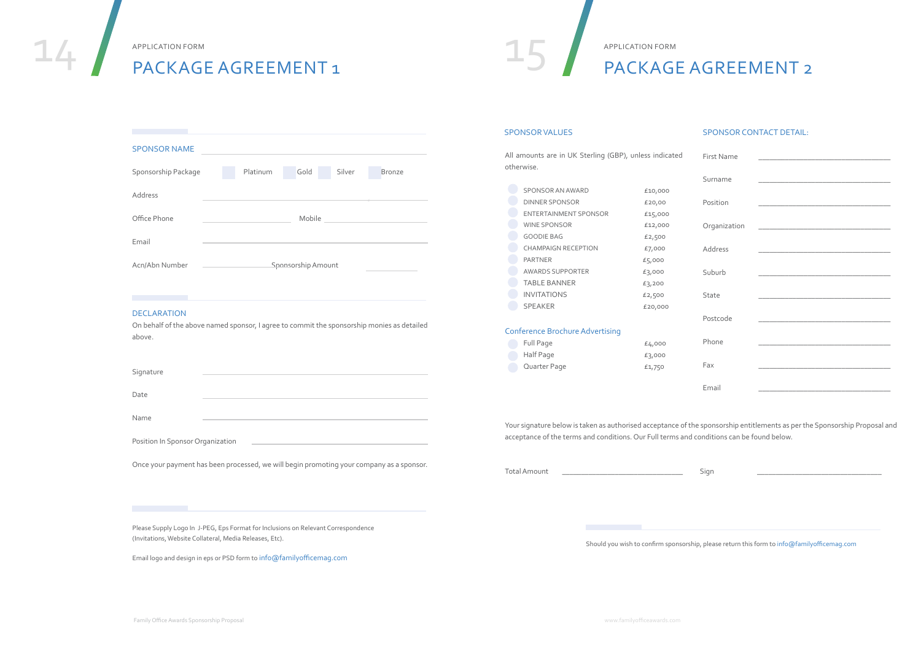APPLICATION FORM

# PACKAGE AGREEMENT 1

## SPONSOR NAME

Sponsorship Package ☐ Platinum ☐ Gold ☐ Silver ☐ Bronze

Address

Office Phone ______________ Mobile ______________

Email

Acn/Abn Number ______________ Sponsorship Amount ______________

## DECLARATION

On behalf of the above named sponsor, I agree to commit the sponsorship monies as detailed above.

Signature

Date

Name

Position In Sponsor Organization

Once your payment has been processed, we will begin promoting your company as a sponsor.

Please Supply Logo In J-PEG, Eps Format for Inclusions on Relevant Correspondence (Invitations, Website Collateral, Media Releases, Etc).

Email logo and design in eps or PSD form to info@familyofficemag.com

APPLICATION FORM

# PACKAGE AGREEMENT 2

## SPONSOR VALUES

All amounts are in UK Sterling (GBP), unless indicated otherwise.

| | |
|---|---|
| SPONSOR AN AWARD | £10,000 |
| DINNER SPONSOR | £20,00 |
| ENTERTAINMENT SPONSOR | £15,000 |
| WINE SPONSOR | £12,000 |
| GOODIE BAG | £2,500 |
| CHAMPAIGN RECEPTION | £7,000 |
| PARTNER | £5,000 |
| AWARDS SUPPORTER | £3,000 |
| TABLE BANNER | £3,200 |
| INVITATIONS | £2,500 |
| SPEAKER | £20,000 |

### Conference Brochure Advertising

| | |
|---|---|
| Full Page | £4,000 |
| Half Page | £3,000 |
| Quarter Page | £1,750 |

## SPONSOR CONTACT DETAIL:

First Name ______________

Surname ______________

Position ______________

Organization ______________

Address ______________

Suburb ______________

State ______________

Postcode ______________

Phone ______________

Fax ______________

Email ______________

Your signature below is taken as authorised acceptance of the sponsorship entitlements as per the Sponsorship Proposal and acceptance of the terms and conditions. Our Full terms and conditions can be found below.

Total Amount ______________ Sign ______________

Should you wish to confirm sponsorship, please return this form to info@familyofficemag.com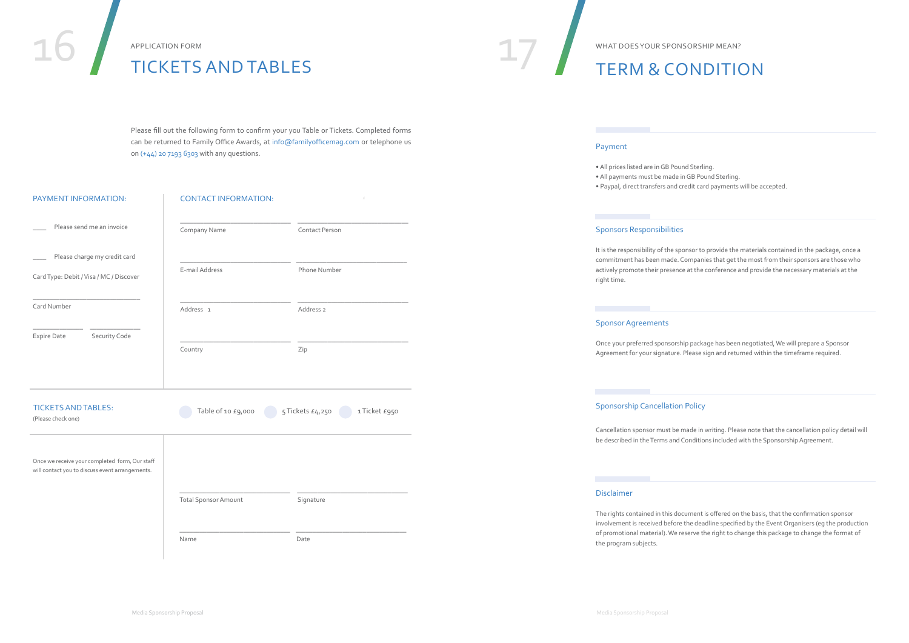APPLICATION FORM

# TICKETS AND TABLES

Please fill out the following form to confirm your you Table or Tickets. Completed forms can be returned to Family Office Awards, at info@familyofficemag.com or telephone us on (+44) 20 7193 6303 with any questions.

## PAYMENT INFORMATION:

____ Please send me an invoice

____ Please charge my credit card

Card Type: Debit / Visa / MC / Discover

______________________________
Card Number

______________ ______________
Expire Date Security Code

## CONTACT INFORMATION:

| | |
|---|---|
| Company Name | Contact Person |
| E-mail Address | Phone Number |
| Address 1 | Address 2 |
| Country | Zip |

## TICKETS AND TABLES:

(Please check one)

- Table of 10 £9,000
- 5 Tickets £4,250
- 1 Ticket £950

Once we receive your completed form, Our staff will contact you to discuss event arrangements.

| | |
|---|---|
| Total Sponsor Amount | Signature |
| Name | Date |

WHAT DOES YOUR SPONSORSHIP MEAN?

# TERM & CONDITION

### Payment

- All prices listed are in GB Pound Sterling.
- All payments must be made in GB Pound Sterling.
- Paypal, direct transfers and credit card payments will be accepted.

### Sponsors Responsibilities

It is the responsibility of the sponsor to provide the materials contained in the package, once a commitment has been made. Companies that get the most from their sponsors are those who actively promote their presence at the conference and provide the necessary materials at the right time.

### Sponsor Agreements

Once your preferred sponsorship package has been negotiated, We will prepare a Sponsor Agreement for your signature. Please sign and returned within the timeframe required.

### Sponsorship Cancellation Policy

Cancellation sponsor must be made in writing. Please note that the cancellation policy detail will be described in the Terms and Conditions included with the Sponsorship Agreement.

### Disclaimer

The rights contained in this document is offered on the basis, that the confirmation sponsor involvement is received before the deadline specified by the Event Organisers (eg the production of promotional material). We reserve the right to change this package to change the format of the program subjects.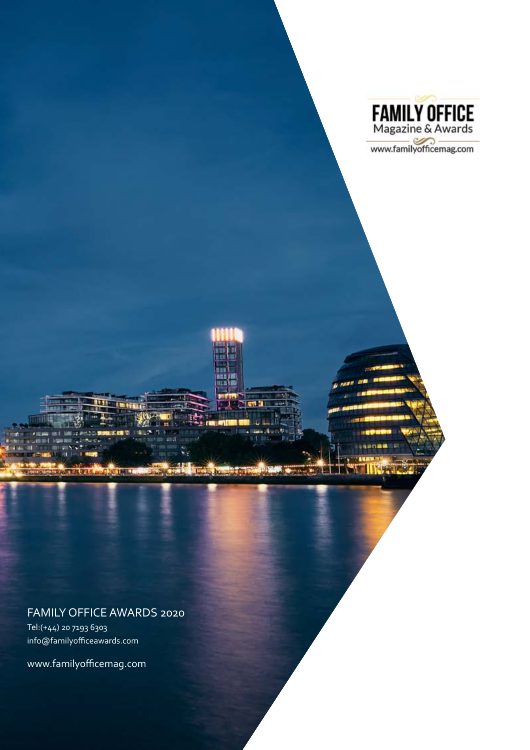FAMILY OFFICE
Magazine & Awards
www.familyofficemag.com

FAMILY OFFICE AWARDS 2020

Tel:(+44) 20 7193 6303
info@familyofficeawards.com

www.familyofficemag.com